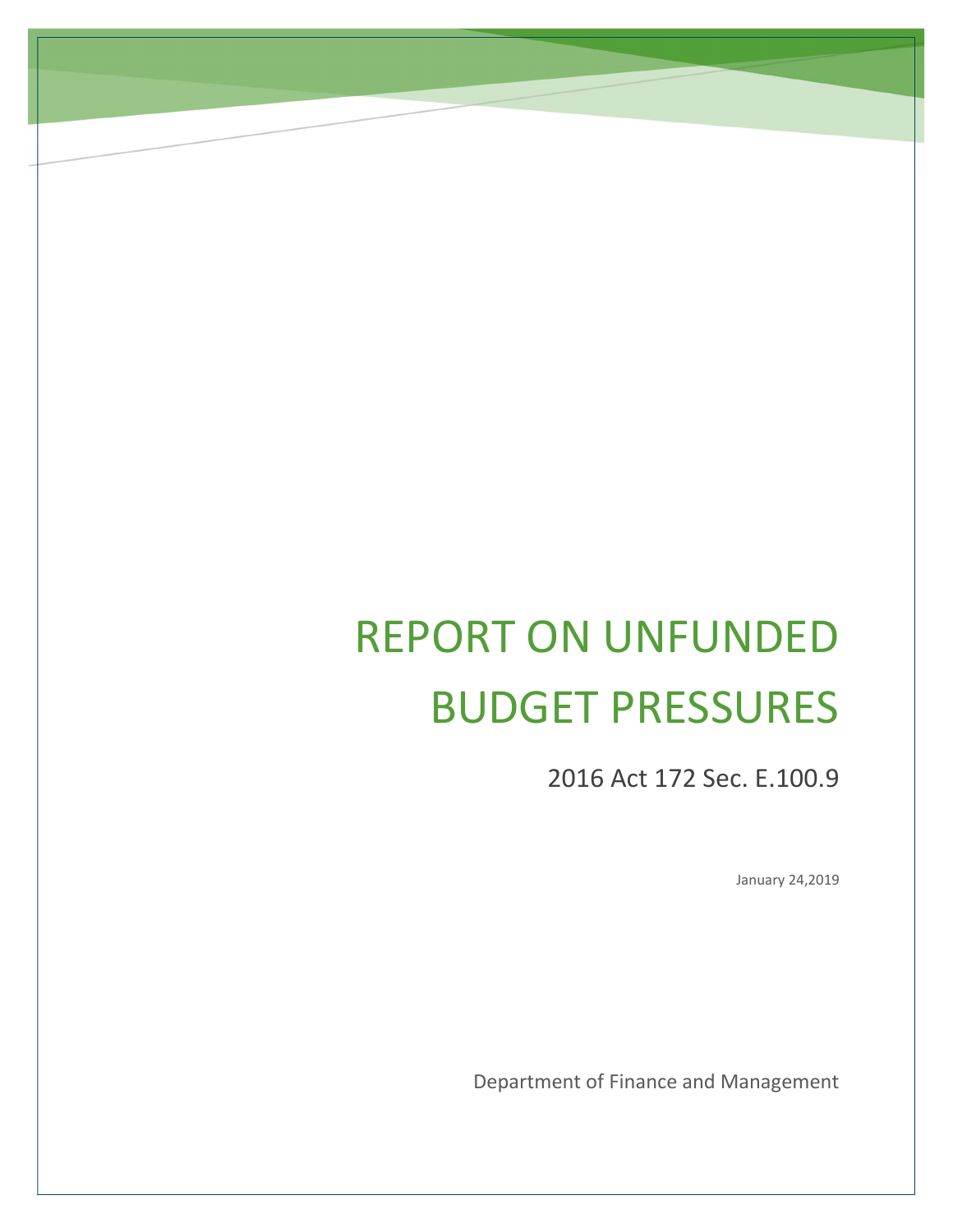# REPORT ON UNFUNDED BUDGET PRESSURES

2016 Act 172 Sec. E.100.9

January 24,2019

Department of Finance and Management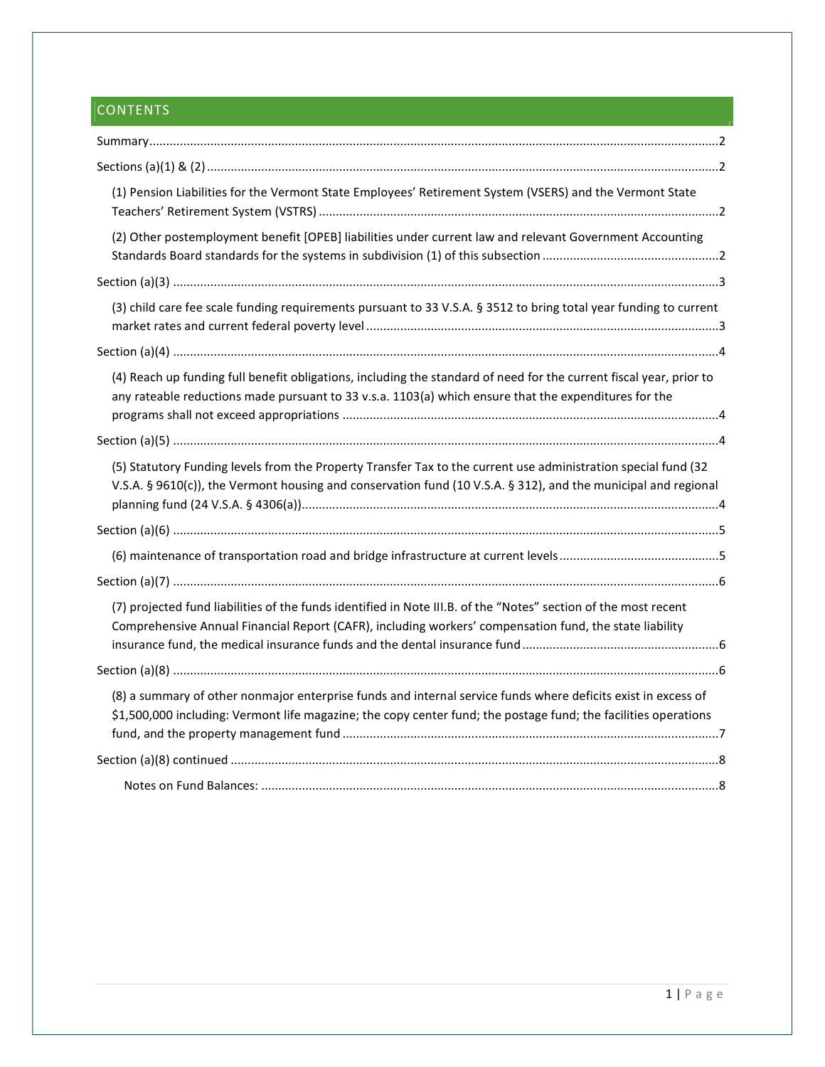## CONTENTS

Summary ........................................................................................................................................................2

Sections (a)(1) & (2) .......................................................................................................................................2

- (1) Pension Liabilities for the Vermont State Employees' Retirement System (VSERS) and the Vermont State Teachers' Retirement System (VSTRS) ......................................................................................................2
- (2) Other postemployment benefit [OPEB] liabilities under current law and relevant Government Accounting Standards Board standards for the systems in subdivision (1) of this subsection ....................................................2

Section (a)(3) .................................................................................................................................................3

- (3) child care fee scale funding requirements pursuant to 33 V.S.A. § 3512 to bring total year funding to current market rates and current federal poverty level ........................................................................................3

Section (a)(4) .................................................................................................................................................4

- (4) Reach up funding full benefit obligations, including the standard of need for the current fiscal year, prior to any rateable reductions made pursuant to 33 v.s.a. 1103(a) which ensure that the expenditures for the programs shall not exceed appropriations ..............................................................................................4

Section (a)(5) .................................................................................................................................................4

- (5) Statutory Funding levels from the Property Transfer Tax to the current use administration special fund (32 V.S.A. § 9610(c)), the Vermont housing and conservation fund (10 V.S.A. § 312), and the municipal and regional planning fund (24 V.S.A. § 4306(a))..........................................................................................................4

Section (a)(6) .................................................................................................................................................5

- (6) maintenance of transportation road and bridge infrastructure at current levels...............................................5

Section (a)(7) .................................................................................................................................................6

- (7) projected fund liabilities of the funds identified in Note III.B. of the "Notes" section of the most recent Comprehensive Annual Financial Report (CAFR), including workers' compensation fund, the state liability insurance fund, the medical insurance funds and the dental insurance fund..........................................................6

Section (a)(8) .................................................................................................................................................6

- (8) a summary of other nonmajor enterprise funds and internal service funds where deficits exist in excess of $1,500,000 including: Vermont life magazine; the copy center fund; the postage fund; the facilities operations fund, and the property management fund ..............................................................................................7

Section (a)(8) continued ...............................................................................................................................8

- Notes on Fund Balances: ......................................................................................................................8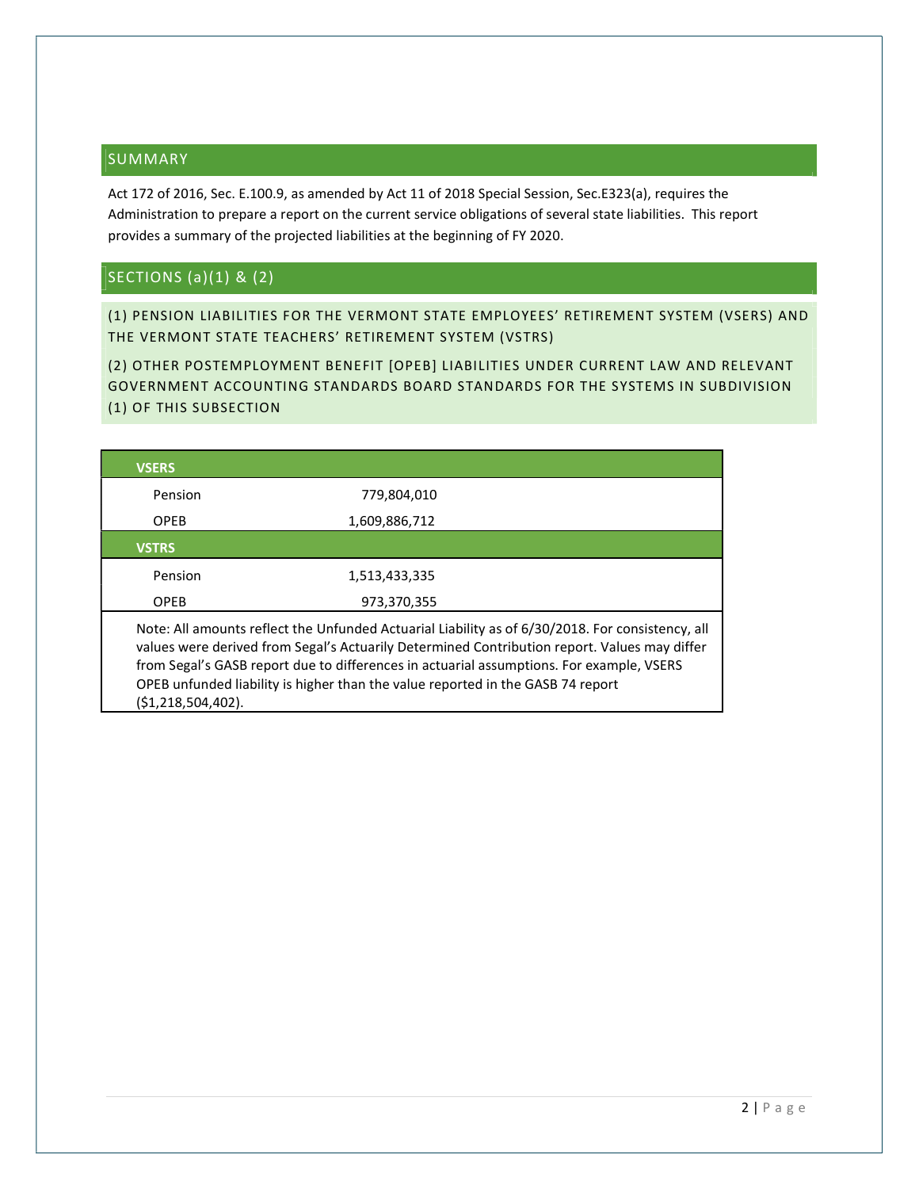## SUMMARY

Act 172 of 2016, Sec. E.100.9, as amended by Act 11 of 2018 Special Session, Sec.E323(a), requires the Administration to prepare a report on the current service obligations of several state liabilities. This report provides a summary of the projected liabilities at the beginning of FY 2020.

## SECTIONS (a)(1) & (2)

### (1) PENSION LIABILITIES FOR THE VERMONT STATE EMPLOYEES' RETIREMENT SYSTEM (VSERS) AND THE VERMONT STATE TEACHERS' RETIREMENT SYSTEM (VSTRS)

### (2) OTHER POSTEMPLOYMENT BENEFIT [OPEB] LIABILITIES UNDER CURRENT LAW AND RELEVANT GOVERNMENT ACCOUNTING STANDARDS BOARD STANDARDS FOR THE SYSTEMS IN SUBDIVISION (1) OF THIS SUBSECTION

| **VSERS** | |
|---|---|
| Pension | 779,804,010 |
| OPEB | 1,609,886,712 |
| **VSTRS** | |
| Pension | 1,513,433,335 |
| OPEB | 973,370,355 |

Note: All amounts reflect the Unfunded Actuarial Liability as of 6/30/2018. For consistency, all values were derived from Segal's Actuarily Determined Contribution report. Values may differ from Segal's GASB report due to differences in actuarial assumptions. For example, VSERS OPEB unfunded liability is higher than the value reported in the GASB 74 report ($1,218,504,402).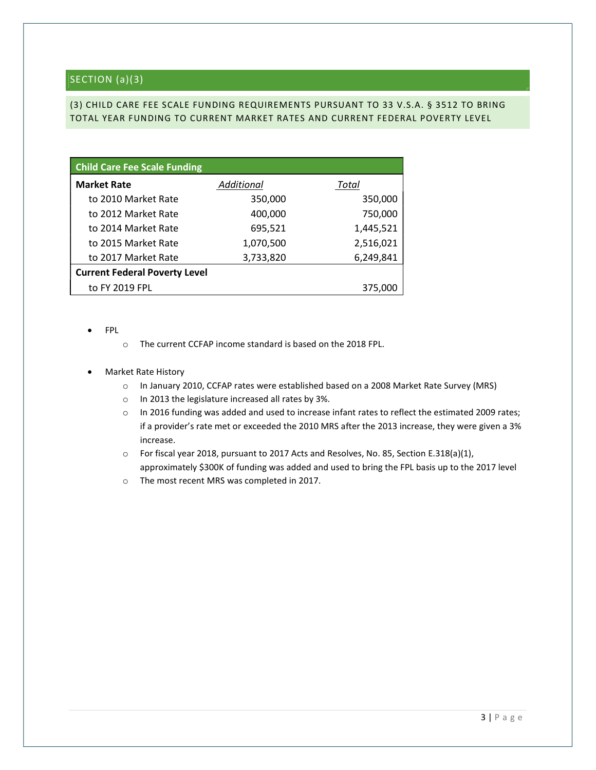## SECTION (a)(3)

### (3) CHILD CARE FEE SCALE FUNDING REQUIREMENTS PURSUANT TO 33 V.S.A. § 3512 TO BRING TOTAL YEAR FUNDING TO CURRENT MARKET RATES AND CURRENT FEDERAL POVERTY LEVEL

| Child Care Fee Scale Funding | | |
|---|---|---|
| **Market Rate** | *Additional* | *Total* |
| to 2010 Market Rate | 350,000 | 350,000 |
| to 2012 Market Rate | 400,000 | 750,000 |
| to 2014 Market Rate | 695,521 | 1,445,521 |
| to 2015 Market Rate | 1,070,500 | 2,516,021 |
| to 2017 Market Rate | 3,733,820 | 6,249,841 |
| **Current Federal Poverty Level** | | |
| to FY 2019 FPL | | 375,000 |

- FPL
  - The current CCFAP income standard is based on the 2018 FPL.

- Market Rate History
  - In January 2010, CCFAP rates were established based on a 2008 Market Rate Survey (MRS)
  - In 2013 the legislature increased all rates by 3%.
  - In 2016 funding was added and used to increase infant rates to reflect the estimated 2009 rates; if a provider's rate met or exceeded the 2010 MRS after the 2013 increase, they were given a 3% increase.
  - For fiscal year 2018, pursuant to 2017 Acts and Resolves, No. 85, Section E.318(a)(1), approximately $300K of funding was added and used to bring the FPL basis up to the 2017 level
  - The most recent MRS was completed in 2017.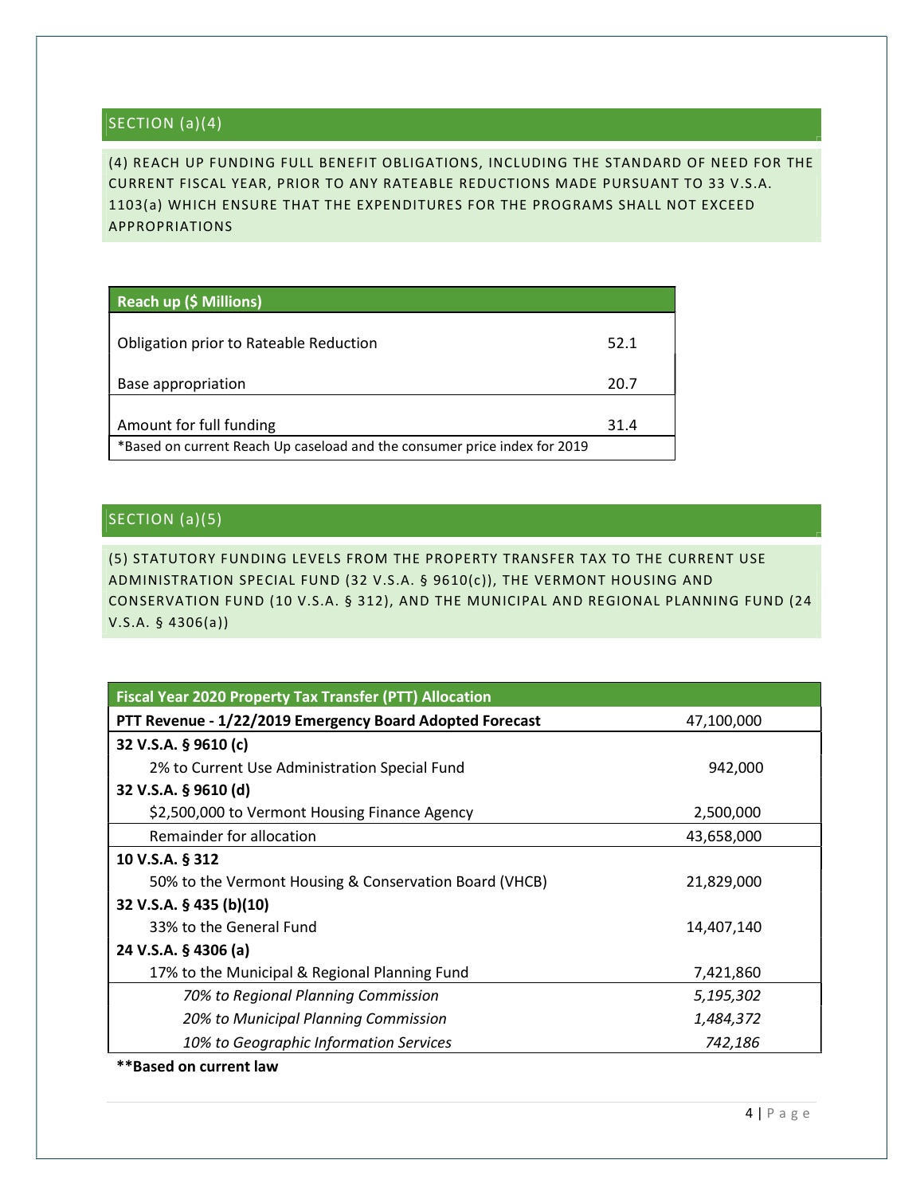## SECTION (a)(4)

(4) REACH UP FUNDING FULL BENEFIT OBLIGATIONS, INCLUDING THE STANDARD OF NEED FOR THE CURRENT FISCAL YEAR, PRIOR TO ANY RATEABLE REDUCTIONS MADE PURSUANT TO 33 V.S.A. 1103(a) WHICH ENSURE THAT THE EXPENDITURES FOR THE PROGRAMS SHALL NOT EXCEED APPROPRIATIONS

| Reach up ($ Millions) | |
|---|---|
| Obligation prior to Rateable Reduction | 52.1 |
| Base appropriation | 20.7 |
| Amount for full funding | 31.4 |
| *Based on current Reach Up caseload and the consumer price index for 2019 | |

## SECTION (a)(5)

(5) STATUTORY FUNDING LEVELS FROM THE PROPERTY TRANSFER TAX TO THE CURRENT USE ADMINISTRATION SPECIAL FUND (32 V.S.A. § 9610(c)), THE VERMONT HOUSING AND CONSERVATION FUND (10 V.S.A. § 312), AND THE MUNICIPAL AND REGIONAL PLANNING FUND (24 V.S.A. § 4306(a))

| Fiscal Year 2020 Property Tax Transfer (PTT) Allocation | |
|---|---|
| **PTT Revenue - 1/22/2019 Emergency Board Adopted Forecast** | 47,100,000 |
| **32 V.S.A. § 9610 (c)** | |
| 2% to Current Use Administration Special Fund | 942,000 |
| **32 V.S.A. § 9610 (d)** | |
| $2,500,000 to Vermont Housing Finance Agency | 2,500,000 |
| Remainder for allocation | 43,658,000 |
| **10 V.S.A. § 312** | |
| 50% to the Vermont Housing & Conservation Board (VHCB) | 21,829,000 |
| **32 V.S.A. § 435 (b)(10)** | |
| 33% to the General Fund | 14,407,140 |
| **24 V.S.A. § 4306 (a)** | |
| 17% to the Municipal & Regional Planning Fund | 7,421,860 |
| *70% to Regional Planning Commission* | *5,195,302* |
| *20% to Municipal Planning Commission* | *1,484,372* |
| *10% to Geographic Information Services* | *742,186* |

****Based on current law**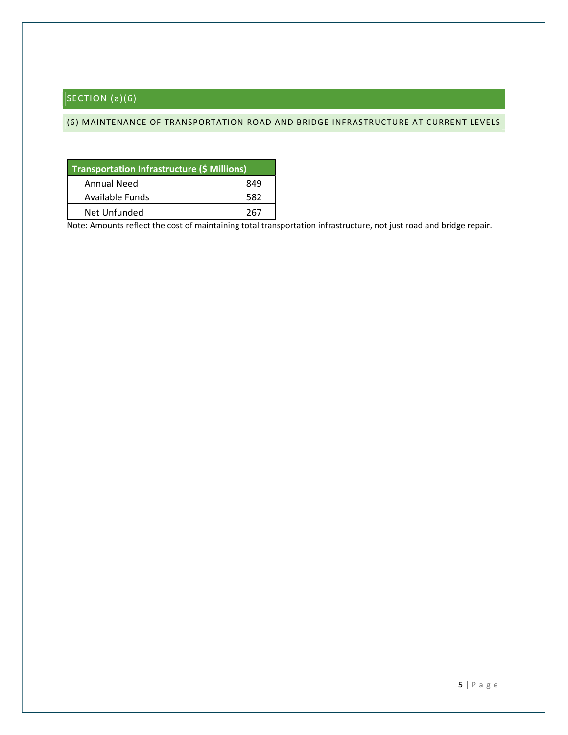## SECTION (a)(6)

### (6) MAINTENANCE OF TRANSPORTATION ROAD AND BRIDGE INFRASTRUCTURE AT CURRENT LEVELS

| Transportation Infrastructure ($ Millions) | |
|---|---|
| Annual Need | 849 |
| Available Funds | 582 |
| Net Unfunded | 267 |

Note: Amounts reflect the cost of maintaining total transportation infrastructure, not just road and bridge repair.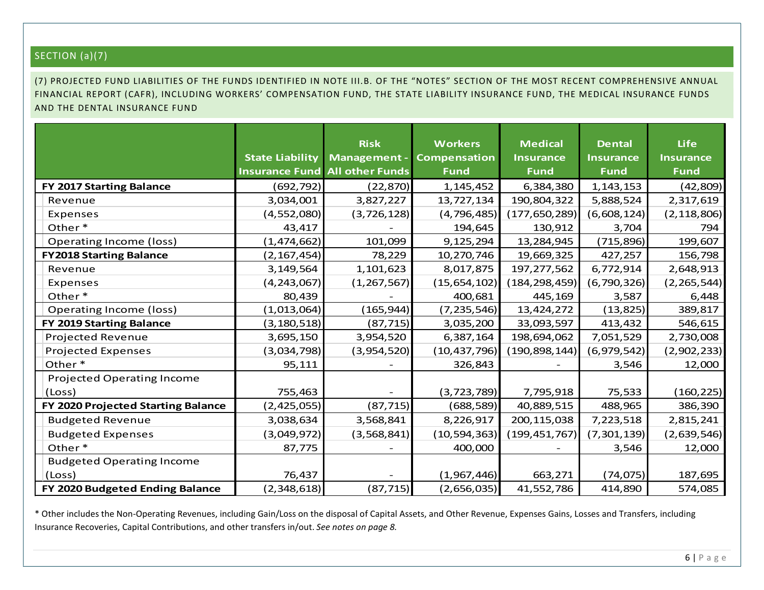## SECTION (a)(7)

(7) PROJECTED FUND LIABILITIES OF THE FUNDS IDENTIFIED IN NOTE III.B. OF THE "NOTES" SECTION OF THE MOST RECENT COMPREHENSIVE ANNUAL FINANCIAL REPORT (CAFR), INCLUDING WORKERS' COMPENSATION FUND, THE STATE LIABILITY INSURANCE FUND, THE MEDICAL INSURANCE FUNDS AND THE DENTAL INSURANCE FUND

| | State Liability Insurance Fund | Risk Management - All other Funds | Workers Compensation Fund | Medical Insurance Fund | Dental Insurance Fund | Life Insurance Fund |
|---|---|---|---|---|---|---|
| **FY 2017 Starting Balance** | (692,792) | (22,870) | 1,145,452 | 6,384,380 | 1,143,153 | (42,809) |
| Revenue | 3,034,001 | 3,827,227 | 13,727,134 | 190,804,322 | 5,888,524 | 2,317,619 |
| Expenses | (4,552,080) | (3,726,128) | (4,796,485) | (177,650,289) | (6,608,124) | (2,118,806) |
| Other * | 43,417 | - | 194,645 | 130,912 | 3,704 | 794 |
| Operating Income (loss) | (1,474,662) | 101,099 | 9,125,294 | 13,284,945 | (715,896) | 199,607 |
| **FY2018 Starting Balance** | (2,167,454) | 78,229 | 10,270,746 | 19,669,325 | 427,257 | 156,798 |
| Revenue | 3,149,564 | 1,101,623 | 8,017,875 | 197,277,562 | 6,772,914 | 2,648,913 |
| Expenses | (4,243,067) | (1,267,567) | (15,654,102) | (184,298,459) | (6,790,326) | (2,265,544) |
| Other * | 80,439 | - | 400,681 | 445,169 | 3,587 | 6,448 |
| Operating Income (loss) | (1,013,064) | (165,944) | (7,235,546) | 13,424,272 | (13,825) | 389,817 |
| **FY 2019 Starting Balance** | (3,180,518) | (87,715) | 3,035,200 | 33,093,597 | 413,432 | 546,615 |
| Projected Revenue | 3,695,150 | 3,954,520 | 6,387,164 | 198,694,062 | 7,051,529 | 2,730,008 |
| Projected Expenses | (3,034,798) | (3,954,520) | (10,437,796) | (190,898,144) | (6,979,542) | (2,902,233) |
| Other * | 95,111 | - | 326,843 | - | 3,546 | 12,000 |
| Projected Operating Income (Loss) | 755,463 | - | (3,723,789) | 7,795,918 | 75,533 | (160,225) |
| **FY 2020 Projected Starting Balance** | (2,425,055) | (87,715) | (688,589) | 40,889,515 | 488,965 | 386,390 |
| Budgeted Revenue | 3,038,634 | 3,568,841 | 8,226,917 | 200,115,038 | 7,223,518 | 2,815,241 |
| Budgeted Expenses | (3,049,972) | (3,568,841) | (10,594,363) | (199,451,767) | (7,301,139) | (2,639,546) |
| Other * | 87,775 | - | 400,000 | - | 3,546 | 12,000 |
| Budgeted Operating Income (Loss) | 76,437 | - | (1,967,446) | 663,271 | (74,075) | 187,695 |
| **FY 2020 Budgeted Ending Balance** | (2,348,618) | (87,715) | (2,656,035) | 41,552,786 | 414,890 | 574,085 |

* Other includes the Non-Operating Revenues, including Gain/Loss on the disposal of Capital Assets, and Other Revenue, Expenses Gains, Losses and Transfers, including Insurance Recoveries, Capital Contributions, and other transfers in/out. *See notes on page 8.*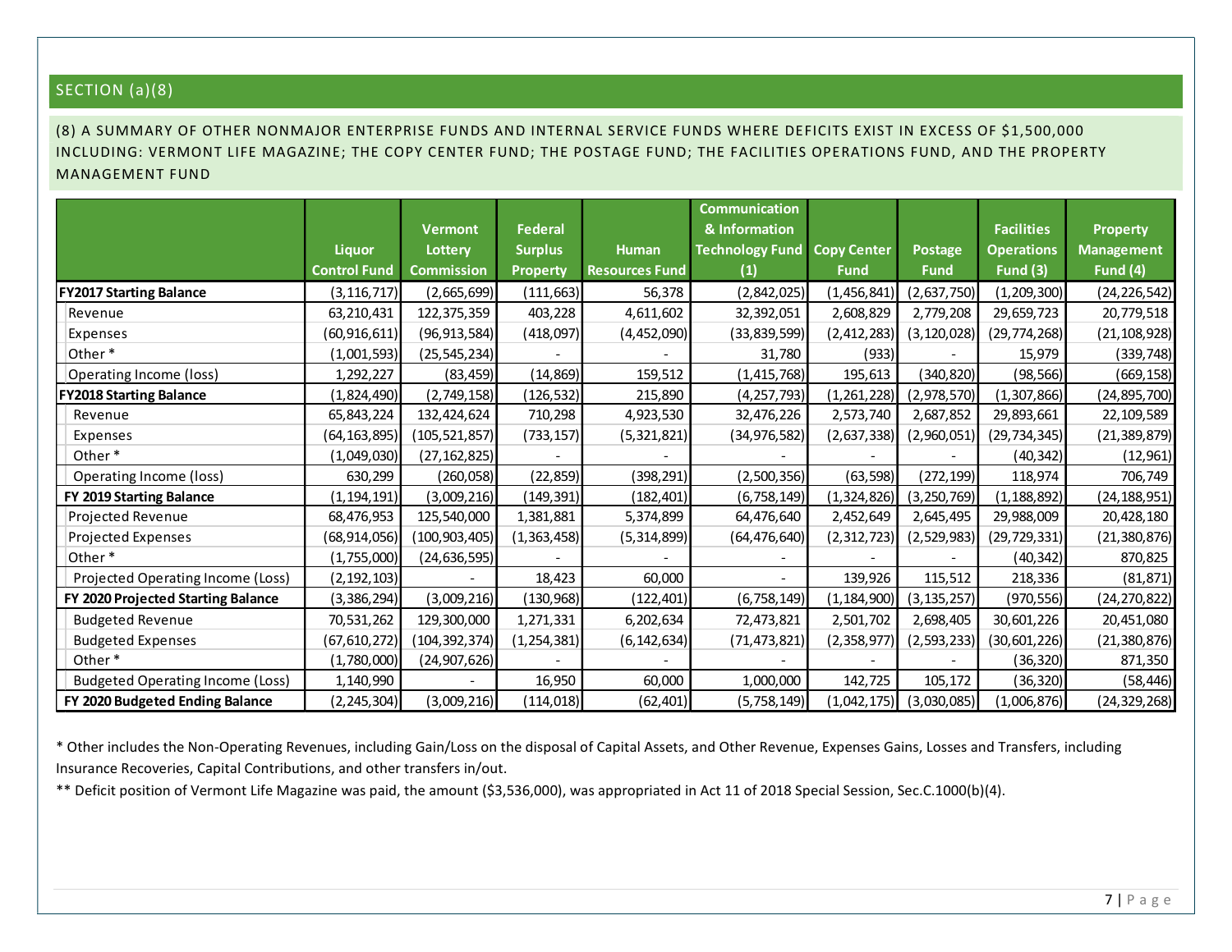## SECTION (a)(8)

(8) A SUMMARY OF OTHER NONMAJOR ENTERPRISE FUNDS AND INTERNAL SERVICE FUNDS WHERE DEFICITS EXIST IN EXCESS OF $1,500,000 INCLUDING: VERMONT LIFE MAGAZINE; THE COPY CENTER FUND; THE POSTAGE FUND; THE FACILITIES OPERATIONS FUND, AND THE PROPERTY MANAGEMENT FUND

| | Liquor Control Fund | Vermont Lottery Commission | Federal Surplus Property | Human Resources Fund | Communication & Information Technology Fund (1) | Copy Center Fund | Postage Fund | Facilities Operations Fund (3) | Property Management Fund (4) |
|---|---|---|---|---|---|---|---|---|---|
| **FY2017 Starting Balance** | (3,116,717) | (2,665,699) | (111,663) | 56,378 | (2,842,025) | (1,456,841) | (2,637,750) | (1,209,300) | (24,226,542) |
| Revenue | 63,210,431 | 122,375,359 | 403,228 | 4,611,602 | 32,392,051 | 2,608,829 | 2,779,208 | 29,659,723 | 20,779,518 |
| Expenses | (60,916,611) | (96,913,584) | (418,097) | (4,452,090) | (33,839,599) | (2,412,283) | (3,120,028) | (29,774,268) | (21,108,928) |
| Other * | (1,001,593) | (25,545,234) | - | - | 31,780 | (933) | - | 15,979 | (339,748) |
| Operating Income (loss) | 1,292,227 | (83,459) | (14,869) | 159,512 | (1,415,768) | 195,613 | (340,820) | (98,566) | (669,158) |
| **FY2018 Starting Balance** | (1,824,490) | (2,749,158) | (126,532) | 215,890 | (4,257,793) | (1,261,228) | (2,978,570) | (1,307,866) | (24,895,700) |
| Revenue | 65,843,224 | 132,424,624 | 710,298 | 4,923,530 | 32,476,226 | 2,573,740 | 2,687,852 | 29,893,661 | 22,109,589 |
| Expenses | (64,163,895) | (105,521,857) | (733,157) | (5,321,821) | (34,976,582) | (2,637,338) | (2,960,051) | (29,734,345) | (21,389,879) |
| Other * | (1,049,030) | (27,162,825) | - | - | - | - | - | (40,342) | (12,961) |
| Operating Income (loss) | 630,299 | (260,058) | (22,859) | (398,291) | (2,500,356) | (63,598) | (272,199) | 118,974 | 706,749 |
| **FY 2019 Starting Balance** | (1,194,191) | (3,009,216) | (149,391) | (182,401) | (6,758,149) | (1,324,826) | (3,250,769) | (1,188,892) | (24,188,951) |
| Projected Revenue | 68,476,953 | 125,540,000 | 1,381,881 | 5,374,899 | 64,476,640 | 2,452,649 | 2,645,495 | 29,988,009 | 20,428,180 |
| Projected Expenses | (68,914,056) | (100,903,405) | (1,363,458) | (5,314,899) | (64,476,640) | (2,312,723) | (2,529,983) | (29,729,331) | (21,380,876) |
| Other * | (1,755,000) | (24,636,595) | - | - | - | - | - | (40,342) | 870,825 |
| Projected Operating Income (Loss) | (2,192,103) | - | 18,423 | 60,000 | - | 139,926 | 115,512 | 218,336 | (81,871) |
| **FY 2020 Projected Starting Balance** | (3,386,294) | (3,009,216) | (130,968) | (122,401) | (6,758,149) | (1,184,900) | (3,135,257) | (970,556) | (24,270,822) |
| Budgeted Revenue | 70,531,262 | 129,300,000 | 1,271,331 | 6,202,634 | 72,473,821 | 2,501,702 | 2,698,405 | 30,601,226 | 20,451,080 |
| Budgeted Expenses | (67,610,272) | (104,392,374) | (1,254,381) | (6,142,634) | (71,473,821) | (2,358,977) | (2,593,233) | (30,601,226) | (21,380,876) |
| Other * | (1,780,000) | (24,907,626) | - | - | - | - | - | (36,320) | 871,350 |
| Budgeted Operating Income (Loss) | 1,140,990 | - | 16,950 | 60,000 | 1,000,000 | 142,725 | 105,172 | (36,320) | (58,446) |
| **FY 2020 Budgeted Ending Balance** | (2,245,304) | (3,009,216) | (114,018) | (62,401) | (5,758,149) | (1,042,175) | (3,030,085) | (1,006,876) | (24,329,268) |

* Other includes the Non-Operating Revenues, including Gain/Loss on the disposal of Capital Assets, and Other Revenue, Expenses Gains, Losses and Transfers, including Insurance Recoveries, Capital Contributions, and other transfers in/out.

** Deficit position of Vermont Life Magazine was paid, the amount ($3,536,000), was appropriated in Act 11 of 2018 Special Session, Sec.C.1000(b)(4).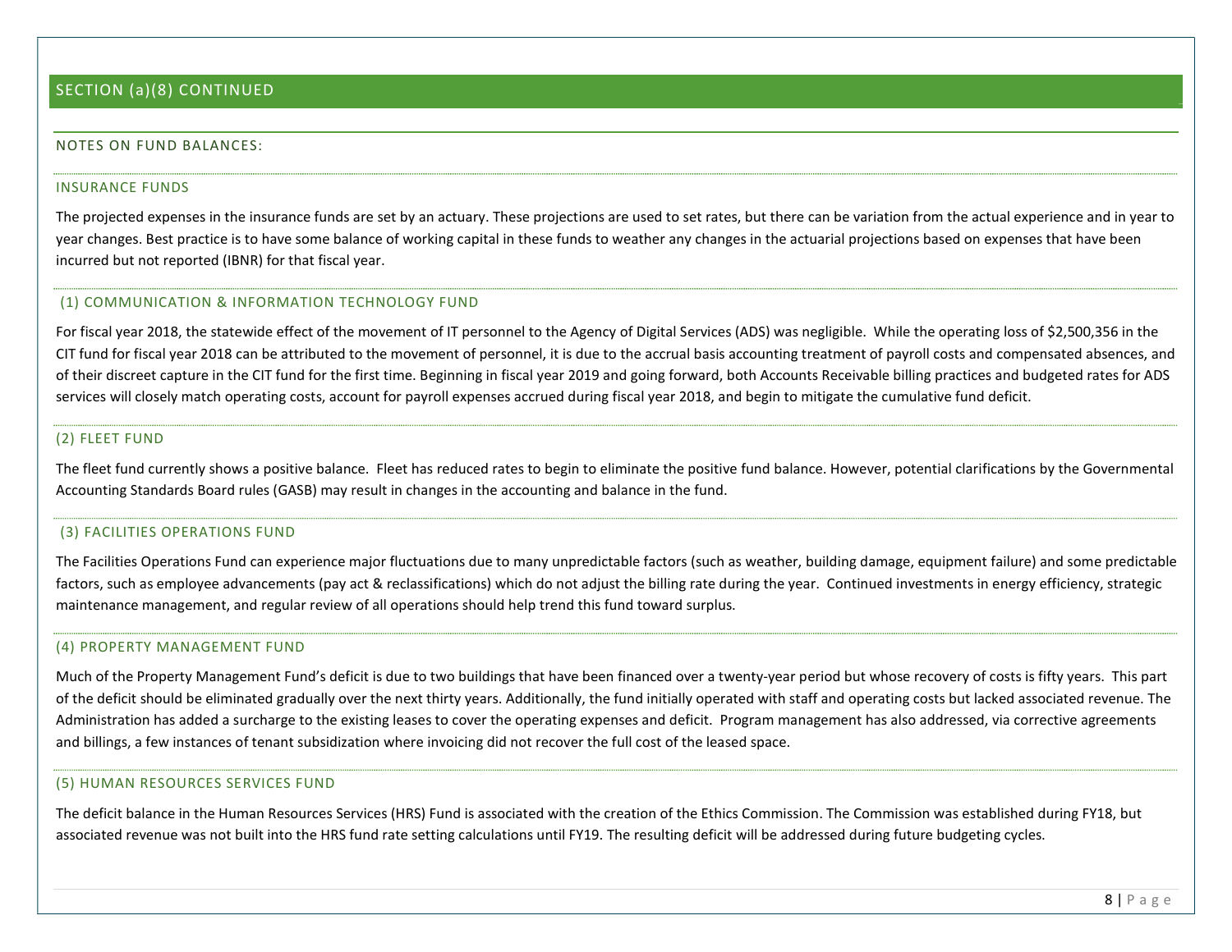## SECTION (a)(8) CONTINUED

### NOTES ON FUND BALANCES:

#### INSURANCE FUNDS

The projected expenses in the insurance funds are set by an actuary. These projections are used to set rates, but there can be variation from the actual experience and in year to year changes. Best practice is to have some balance of working capital in these funds to weather any changes in the actuarial projections based on expenses that have been incurred but not reported (IBNR) for that fiscal year.

#### (1) COMMUNICATION & INFORMATION TECHNOLOGY FUND

For fiscal year 2018, the statewide effect of the movement of IT personnel to the Agency of Digital Services (ADS) was negligible. While the operating loss of $2,500,356 in the CIT fund for fiscal year 2018 can be attributed to the movement of personnel, it is due to the accrual basis accounting treatment of payroll costs and compensated absences, and of their discreet capture in the CIT fund for the first time. Beginning in fiscal year 2019 and going forward, both Accounts Receivable billing practices and budgeted rates for ADS services will closely match operating costs, account for payroll expenses accrued during fiscal year 2018, and begin to mitigate the cumulative fund deficit.

#### (2) FLEET FUND

The fleet fund currently shows a positive balance. Fleet has reduced rates to begin to eliminate the positive fund balance. However, potential clarifications by the Governmental Accounting Standards Board rules (GASB) may result in changes in the accounting and balance in the fund.

#### (3) FACILITIES OPERATIONS FUND

The Facilities Operations Fund can experience major fluctuations due to many unpredictable factors (such as weather, building damage, equipment failure) and some predictable factors, such as employee advancements (pay act & reclassifications) which do not adjust the billing rate during the year. Continued investments in energy efficiency, strategic maintenance management, and regular review of all operations should help trend this fund toward surplus.

#### (4) PROPERTY MANAGEMENT FUND

Much of the Property Management Fund's deficit is due to two buildings that have been financed over a twenty-year period but whose recovery of costs is fifty years. This part of the deficit should be eliminated gradually over the next thirty years. Additionally, the fund initially operated with staff and operating costs but lacked associated revenue. The Administration has added a surcharge to the existing leases to cover the operating expenses and deficit. Program management has also addressed, via corrective agreements and billings, a few instances of tenant subsidization where invoicing did not recover the full cost of the leased space.

#### (5) HUMAN RESOURCES SERVICES FUND

The deficit balance in the Human Resources Services (HRS) Fund is associated with the creation of the Ethics Commission. The Commission was established during FY18, but associated revenue was not built into the HRS fund rate setting calculations until FY19. The resulting deficit will be addressed during future budgeting cycles.